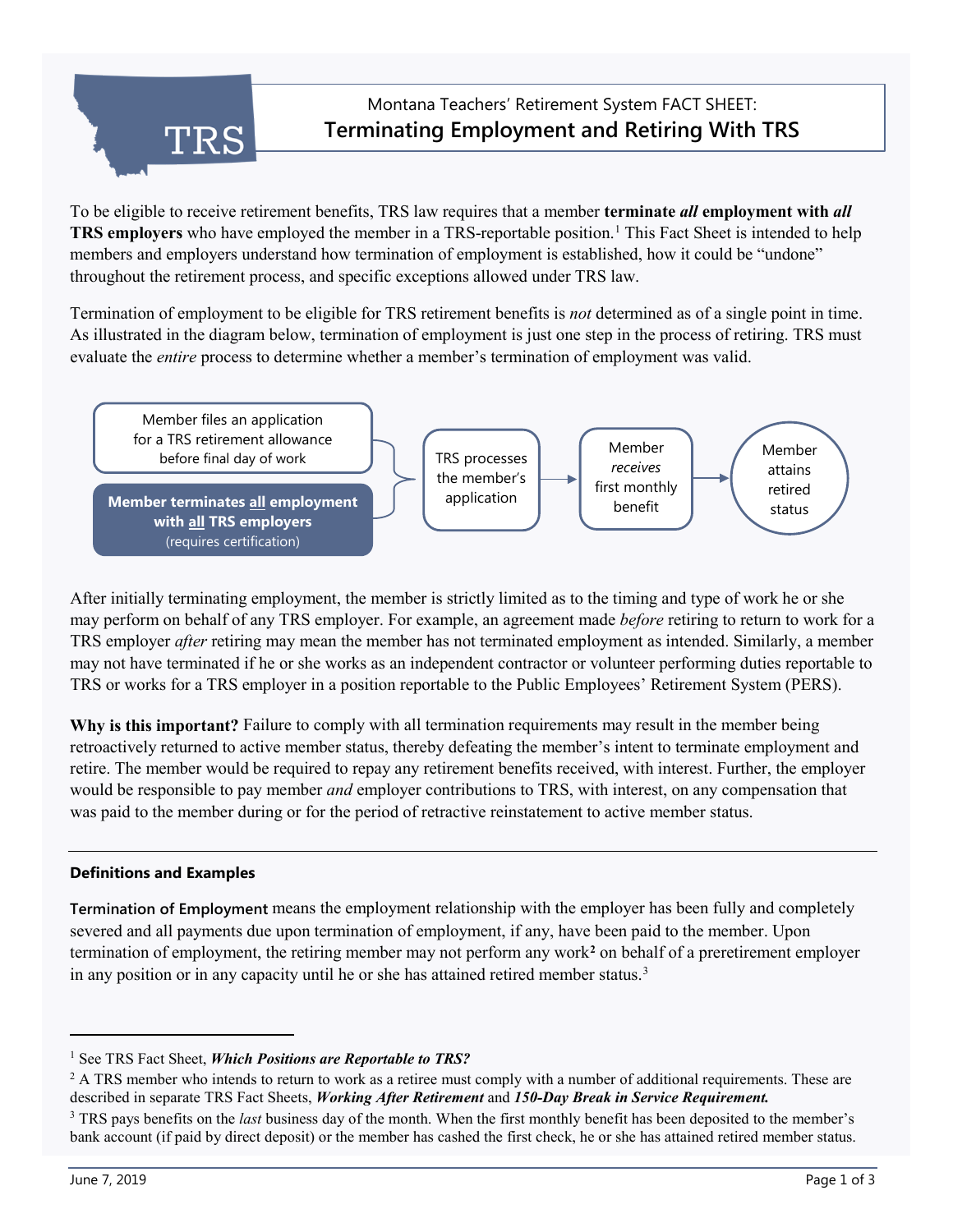# Montana Teachers' Retirement System FACT SHEET:
## Terminating Employment and Retiring With TRS

To be eligible to receive retirement benefits, TRS law requires that a member **terminate *all* employment with *all* TRS employers** who have employed the member in a TRS-reportable position.[1] This Fact Sheet is intended to help members and employers understand how termination of employment is established, how it could be "undone" throughout the retirement process, and specific exceptions allowed under TRS law.

Termination of employment to be eligible for TRS retirement benefits is *not* determined as of a single point in time. As illustrated in the diagram below, termination of employment is just one step in the process of retiring. TRS must evaluate the *entire* process to determine whether a member's termination of employment was valid.

- Member files an application for a TRS retirement allowance before final day of work
- **Member terminates all employment with all TRS employers** (requires certification)

→ TRS processes the member's application → Member *receives* first monthly benefit → Member attains retired status

After initially terminating employment, the member is strictly limited as to the timing and type of work he or she may perform on behalf of any TRS employer. For example, an agreement made *before* retiring to return to work for a TRS employer *after* retiring may mean the member has not terminated employment as intended. Similarly, a member may not have terminated if he or she works as an independent contractor or volunteer performing duties reportable to TRS or works for a TRS employer in a position reportable to the Public Employees' Retirement System (PERS).

**Why is this important?** Failure to comply with all termination requirements may result in the member being retroactively returned to active member status, thereby defeating the member's intent to terminate employment and retire. The member would be required to repay any retirement benefits received, with interest. Further, the employer would be responsible to pay member *and* employer contributions to TRS, with interest, on any compensation that was paid to the member during or for the period of retractive reinstatement to active member status.

---

### Definitions and Examples

**Termination of Employment** means the employment relationship with the employer has been fully and completely severed and all payments due upon termination of employment, if any, have been paid to the member. Upon termination of employment, the retiring member may not perform any work[2] on behalf of a preretirement employer in any position or in any capacity until he or she has attained retired member status.[3]

---

[1] See TRS Fact Sheet, ***Which Positions are Reportable to TRS?***

[2] A TRS member who intends to return to work as a retiree must comply with a number of additional requirements. These are described in separate TRS Fact Sheets, ***Working After Retirement*** and ***150-Day Break in Service Requirement.***

[3] TRS pays benefits on the *last* business day of the month. When the first monthly benefit has been deposited to the member's bank account (if paid by direct deposit) or the member has cashed the first check, he or she has attained retired member status.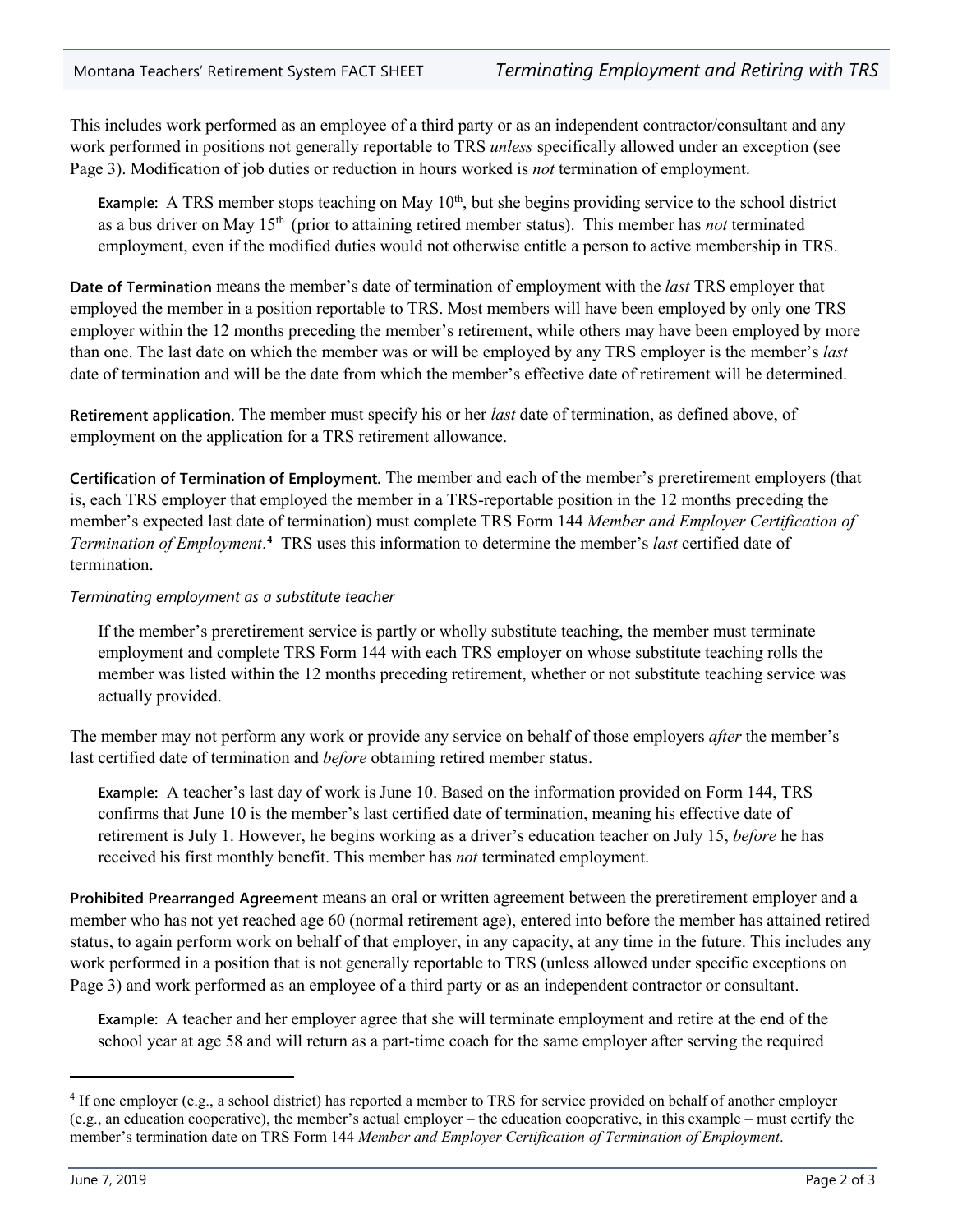This includes work performed as an employee of a third party or as an independent contractor/consultant and any work performed in positions not generally reportable to TRS *unless* specifically allowed under an exception (see Page 3). Modification of job duties or reduction in hours worked is *not* termination of employment.

> **Example:** A TRS member stops teaching on May 10th, but she begins providing service to the school district as a bus driver on May 15th (prior to attaining retired member status). This member has *not* terminated employment, even if the modified duties would not otherwise entitle a person to active membership in TRS.

**Date of Termination** means the member's date of termination of employment with the *last* TRS employer that employed the member in a position reportable to TRS. Most members will have been employed by only one TRS employer within the 12 months preceding the member's retirement, while others may have been employed by more than one. The last date on which the member was or will be employed by any TRS employer is the member's *last* date of termination and will be the date from which the member's effective date of retirement will be determined.

**Retirement application.** The member must specify his or her *last* date of termination, as defined above, of employment on the application for a TRS retirement allowance.

**Certification of Termination of Employment.** The member and each of the member's preretirement employers (that is, each TRS employer that employed the member in a TRS-reportable position in the 12 months preceding the member's expected last date of termination) must complete TRS Form 144 *Member and Employer Certification of Termination of Employment*.[4] TRS uses this information to determine the member's *last* certified date of termination.

*Terminating employment as a substitute teacher*

> If the member's preretirement service is partly or wholly substitute teaching, the member must terminate employment and complete TRS Form 144 with each TRS employer on whose substitute teaching rolls the member was listed within the 12 months preceding retirement, whether or not substitute teaching service was actually provided.

The member may not perform any work or provide any service on behalf of those employers *after* the member's last certified date of termination and *before* obtaining retired member status.

> **Example:** A teacher's last day of work is June 10. Based on the information provided on Form 144, TRS confirms that June 10 is the member's last certified date of termination, meaning his effective date of retirement is July 1. However, he begins working as a driver's education teacher on July 15, *before* he has received his first monthly benefit. This member has *not* terminated employment.

**Prohibited Prearranged Agreement** means an oral or written agreement between the preretirement employer and a member who has not yet reached age 60 (normal retirement age), entered into before the member has attained retired status, to again perform work on behalf of that employer, in any capacity, at any time in the future. This includes any work performed in a position that is not generally reportable to TRS (unless allowed under specific exceptions on Page 3) and work performed as an employee of a third party or as an independent contractor or consultant.

> **Example:** A teacher and her employer agree that she will terminate employment and retire at the end of the school year at age 58 and will return as a part-time coach for the same employer after serving the required

[4] If one employer (e.g., a school district) has reported a member to TRS for service provided on behalf of another employer (e.g., an education cooperative), the member's actual employer – the education cooperative, in this example – must certify the member's termination date on TRS Form 144 *Member and Employer Certification of Termination of Employment*.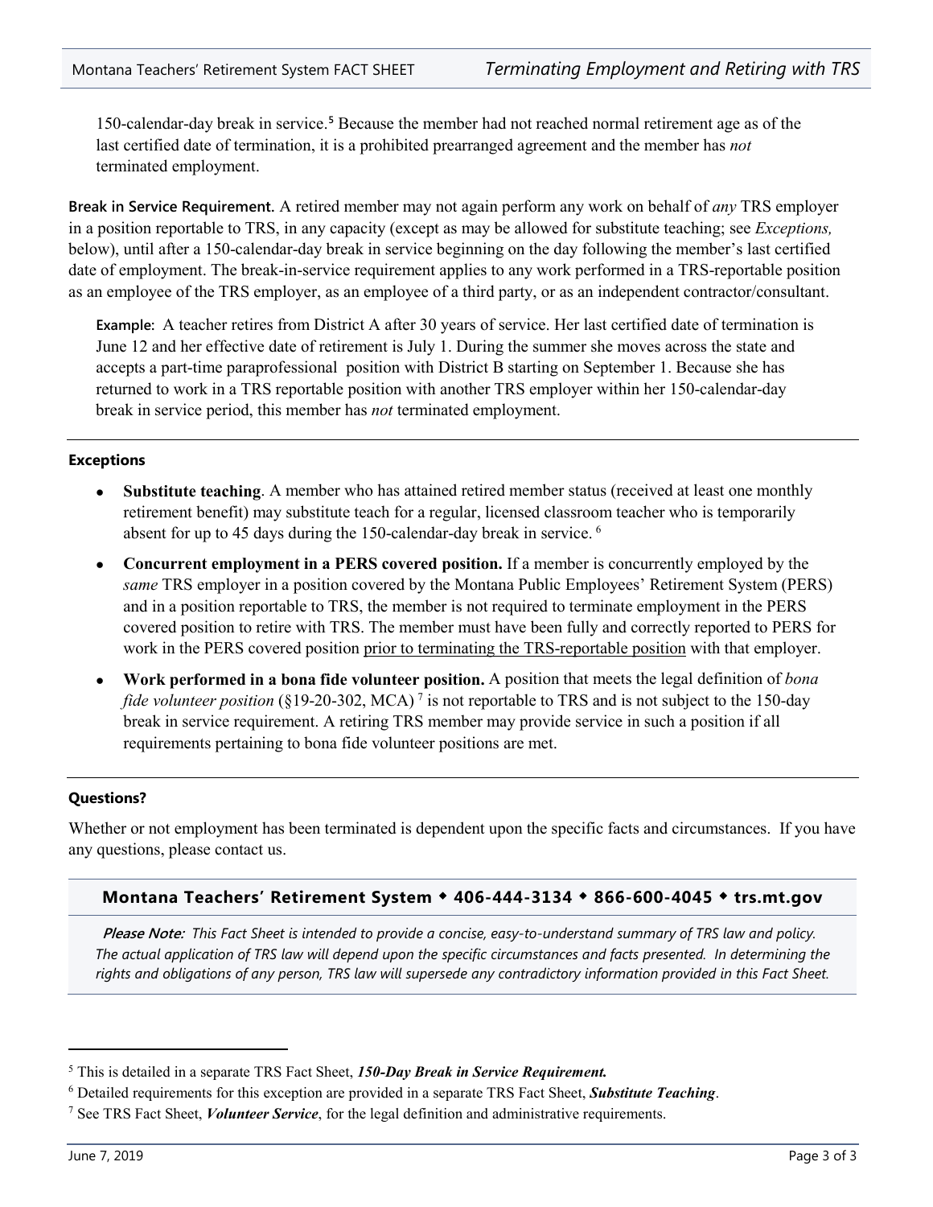150-calendar-day break in service.[5] Because the member had not reached normal retirement age as of the last certified date of termination, it is a prohibited prearranged agreement and the member has *not* terminated employment.

**Break in Service Requirement.** A retired member may not again perform any work on behalf of *any* TRS employer in a position reportable to TRS, in any capacity (except as may be allowed for substitute teaching; see *Exceptions,* below), until after a 150-calendar-day break in service beginning on the day following the member's last certified date of employment. The break-in-service requirement applies to any work performed in a TRS-reportable position as an employee of the TRS employer, as an employee of a third party, or as an independent contractor/consultant.

**Example**: A teacher retires from District A after 30 years of service. Her last certified date of termination is June 12 and her effective date of retirement is July 1. During the summer she moves across the state and accepts a part-time paraprofessional position with District B starting on September 1. Because she has returned to work in a TRS reportable position with another TRS employer within her 150-calendar-day break in service period, this member has *not* terminated employment.

---

### Exceptions

- **Substitute teaching**. A member who has attained retired member status (received at least one monthly retirement benefit) may substitute teach for a regular, licensed classroom teacher who is temporarily absent for up to 45 days during the 150-calendar-day break in service.[6]
- **Concurrent employment in a PERS covered position.** If a member is concurrently employed by the *same* TRS employer in a position covered by the Montana Public Employees' Retirement System (PERS) and in a position reportable to TRS, the member is not required to terminate employment in the PERS covered position to retire with TRS. The member must have been fully and correctly reported to PERS for work in the PERS covered position prior to terminating the TRS-reportable position with that employer.
- **Work performed in a bona fide volunteer position.** A position that meets the legal definition of *bona fide volunteer position* (§19-20-302, MCA)[7] is not reportable to TRS and is not subject to the 150-day break in service requirement. A retiring TRS member may provide service in such a position if all requirements pertaining to bona fide volunteer positions are met.

---

### Questions?

Whether or not employment has been terminated is dependent upon the specific facts and circumstances. If you have any questions, please contact us.

**Montana Teachers' Retirement System ◆ 406-444-3134 ◆ 866-600-4045 ◆ trs.mt.gov**

***Please Note:*** *This Fact Sheet is intended to provide a concise, easy-to-understand summary of TRS law and policy. The actual application of TRS law will depend upon the specific circumstances and facts presented. In determining the rights and obligations of any person, TRS law will supersede any contradictory information provided in this Fact Sheet.*

---

[5] This is detailed in a separate TRS Fact Sheet, ***150-Day Break in Service Requirement.***

[6] Detailed requirements for this exception are provided in a separate TRS Fact Sheet, ***Substitute Teaching***.

[7] See TRS Fact Sheet, ***Volunteer Service***, for the legal definition and administrative requirements.